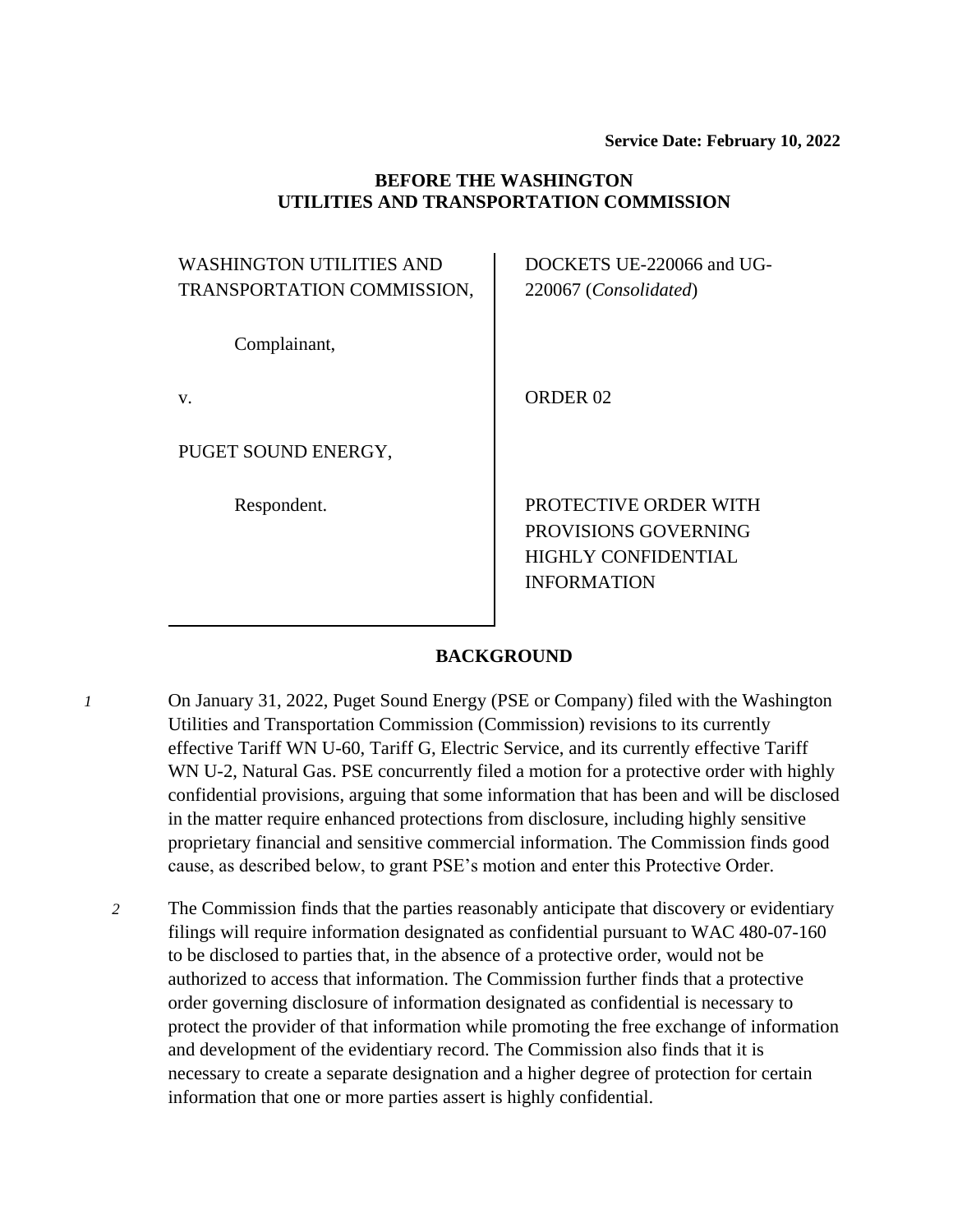**Service Date: February 10, 2022**

**BEFORE THE WASHINGTON UTILITIES AND TRANSPORTATION COMMISSION**

| | |
|---|---|
| WASHINGTON UTILITIES AND TRANSPORTATION COMMISSION,<br><br>Complainant,<br><br>v.<br><br>PUGET SOUND ENERGY,<br><br>Respondent. | DOCKETS UE-220066 and UG-220067 (*Consolidated*)<br><br>ORDER 02<br><br>PROTECTIVE ORDER WITH PROVISIONS GOVERNING HIGHLY CONFIDENTIAL INFORMATION |

## BACKGROUND

*1* On January 31, 2022, Puget Sound Energy (PSE or Company) filed with the Washington Utilities and Transportation Commission (Commission) revisions to its currently effective Tariff WN U-60, Tariff G, Electric Service, and its currently effective Tariff WN U-2, Natural Gas. PSE concurrently filed a motion for a protective order with highly confidential provisions, arguing that some information that has been and will be disclosed in the matter require enhanced protections from disclosure, including highly sensitive proprietary financial and sensitive commercial information. The Commission finds good cause, as described below, to grant PSE's motion and enter this Protective Order.

*2* The Commission finds that the parties reasonably anticipate that discovery or evidentiary filings will require information designated as confidential pursuant to WAC 480-07-160 to be disclosed to parties that, in the absence of a protective order, would not be authorized to access that information. The Commission further finds that a protective order governing disclosure of information designated as confidential is necessary to protect the provider of that information while promoting the free exchange of information and development of the evidentiary record. The Commission also finds that it is necessary to create a separate designation and a higher degree of protection for certain information that one or more parties assert is highly confidential.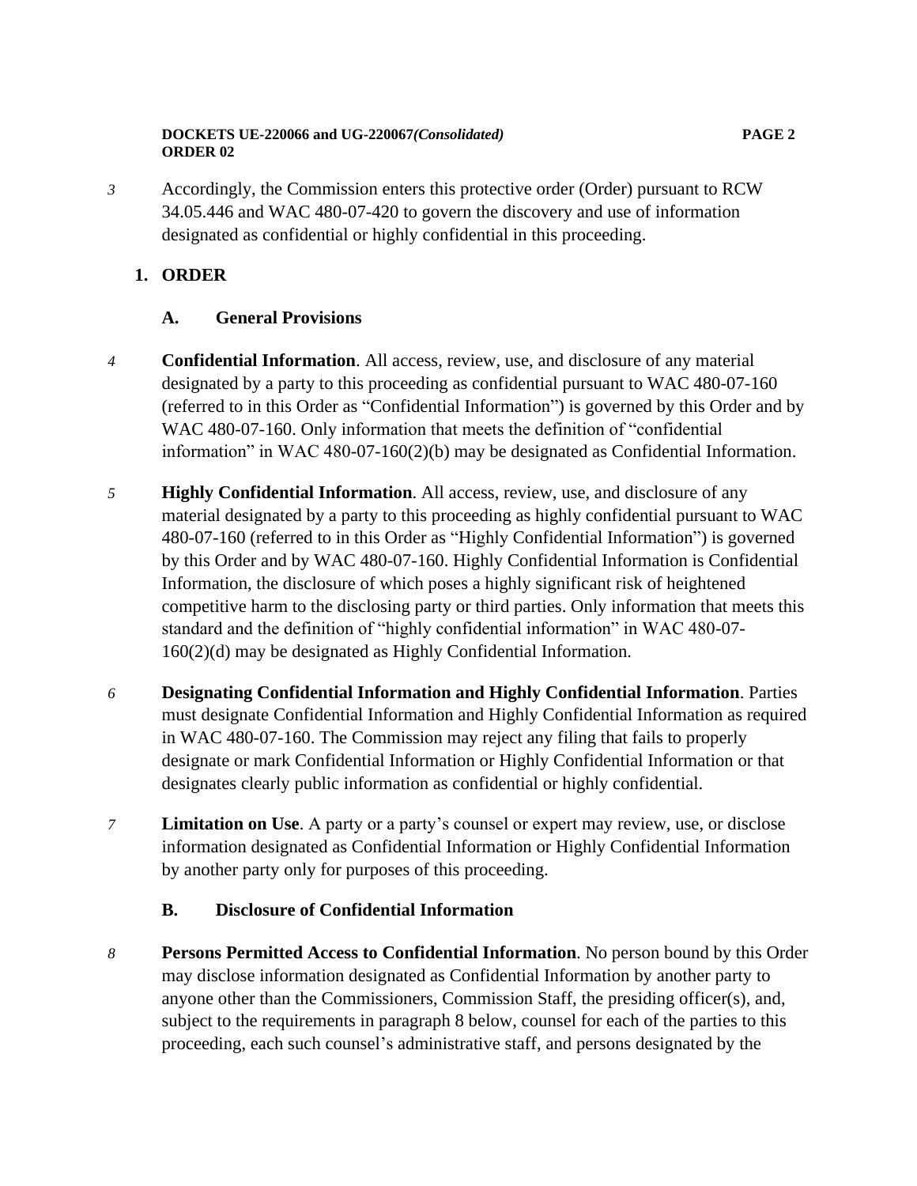3 Accordingly, the Commission enters this protective order (Order) pursuant to RCW 34.05.446 and WAC 480-07-420 to govern the discovery and use of information designated as confidential or highly confidential in this proceeding.

## 1. ORDER

### A. General Provisions

4 **Confidential Information**. All access, review, use, and disclosure of any material designated by a party to this proceeding as confidential pursuant to WAC 480-07-160 (referred to in this Order as "Confidential Information") is governed by this Order and by WAC 480-07-160. Only information that meets the definition of "confidential information" in WAC 480-07-160(2)(b) may be designated as Confidential Information.

5 **Highly Confidential Information**. All access, review, use, and disclosure of any material designated by a party to this proceeding as highly confidential pursuant to WAC 480-07-160 (referred to in this Order as "Highly Confidential Information") is governed by this Order and by WAC 480-07-160. Highly Confidential Information is Confidential Information, the disclosure of which poses a highly significant risk of heightened competitive harm to the disclosing party or third parties. Only information that meets this standard and the definition of "highly confidential information" in WAC 480-07-160(2)(d) may be designated as Highly Confidential Information.

6 **Designating Confidential Information and Highly Confidential Information**. Parties must designate Confidential Information and Highly Confidential Information as required in WAC 480-07-160. The Commission may reject any filing that fails to properly designate or mark Confidential Information or Highly Confidential Information or that designates clearly public information as confidential or highly confidential.

7 **Limitation on Use**. A party or a party's counsel or expert may review, use, or disclose information designated as Confidential Information or Highly Confidential Information by another party only for purposes of this proceeding.

### B. Disclosure of Confidential Information

8 **Persons Permitted Access to Confidential Information**. No person bound by this Order may disclose information designated as Confidential Information by another party to anyone other than the Commissioners, Commission Staff, the presiding officer(s), and, subject to the requirements in paragraph 8 below, counsel for each of the parties to this proceeding, each such counsel's administrative staff, and persons designated by the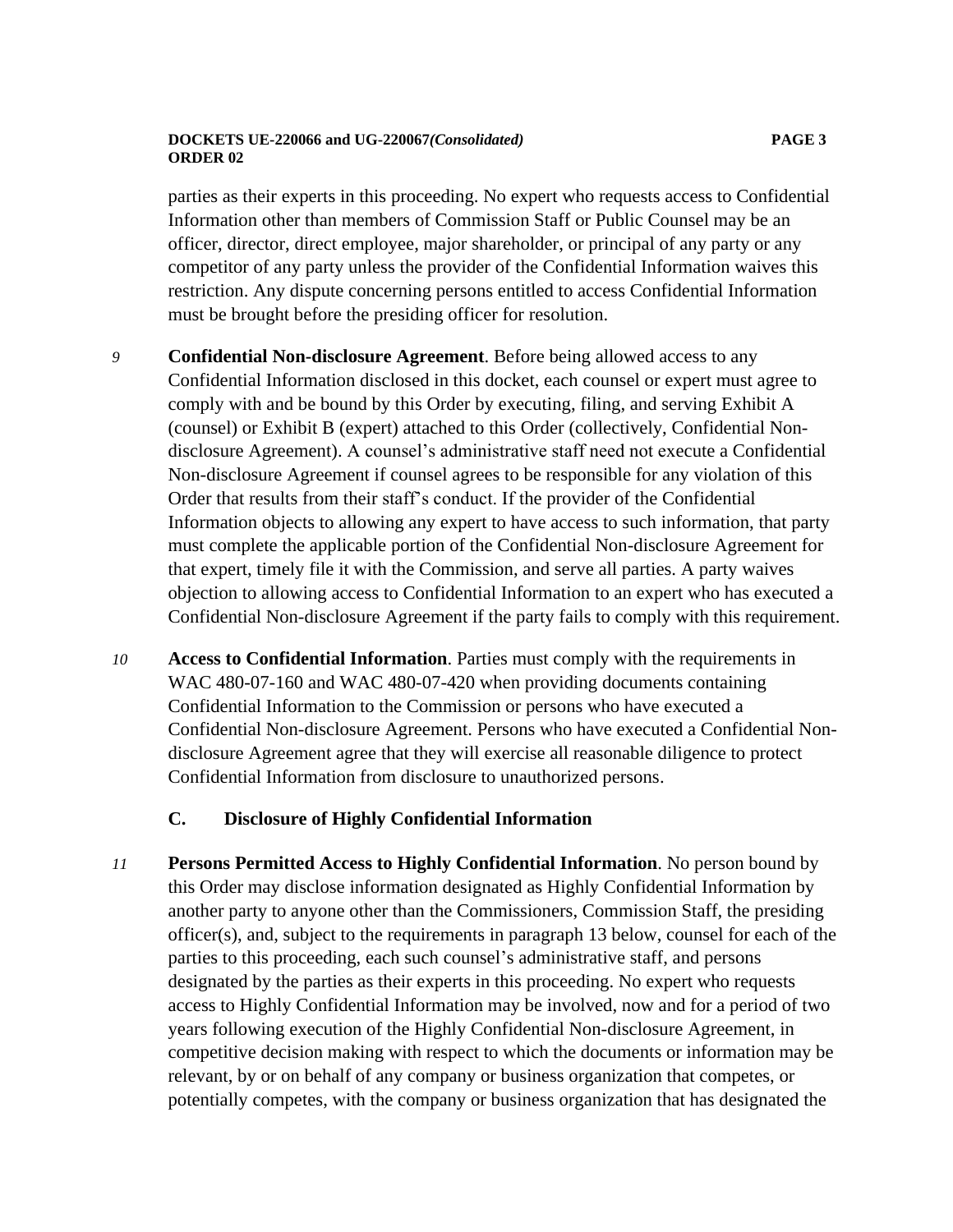parties as their experts in this proceeding. No expert who requests access to Confidential Information other than members of Commission Staff or Public Counsel may be an officer, director, direct employee, major shareholder, or principal of any party or any competitor of any party unless the provider of the Confidential Information waives this restriction. Any dispute concerning persons entitled to access Confidential Information must be brought before the presiding officer for resolution.

*9* **Confidential Non-disclosure Agreement**. Before being allowed access to any Confidential Information disclosed in this docket, each counsel or expert must agree to comply with and be bound by this Order by executing, filing, and serving Exhibit A (counsel) or Exhibit B (expert) attached to this Order (collectively, Confidential Non-disclosure Agreement). A counsel's administrative staff need not execute a Confidential Non-disclosure Agreement if counsel agrees to be responsible for any violation of this Order that results from their staff's conduct. If the provider of the Confidential Information objects to allowing any expert to have access to such information, that party must complete the applicable portion of the Confidential Non-disclosure Agreement for that expert, timely file it with the Commission, and serve all parties. A party waives objection to allowing access to Confidential Information to an expert who has executed a Confidential Non-disclosure Agreement if the party fails to comply with this requirement.

*10* **Access to Confidential Information**. Parties must comply with the requirements in WAC 480-07-160 and WAC 480-07-420 when providing documents containing Confidential Information to the Commission or persons who have executed a Confidential Non-disclosure Agreement. Persons who have executed a Confidential Non-disclosure Agreement agree that they will exercise all reasonable diligence to protect Confidential Information from disclosure to unauthorized persons.

### C. Disclosure of Highly Confidential Information

*11* **Persons Permitted Access to Highly Confidential Information**. No person bound by this Order may disclose information designated as Highly Confidential Information by another party to anyone other than the Commissioners, Commission Staff, the presiding officer(s), and, subject to the requirements in paragraph 13 below, counsel for each of the parties to this proceeding, each such counsel's administrative staff, and persons designated by the parties as their experts in this proceeding. No expert who requests access to Highly Confidential Information may be involved, now and for a period of two years following execution of the Highly Confidential Non-disclosure Agreement, in competitive decision making with respect to which the documents or information may be relevant, by or on behalf of any company or business organization that competes, or potentially competes, with the company or business organization that has designated the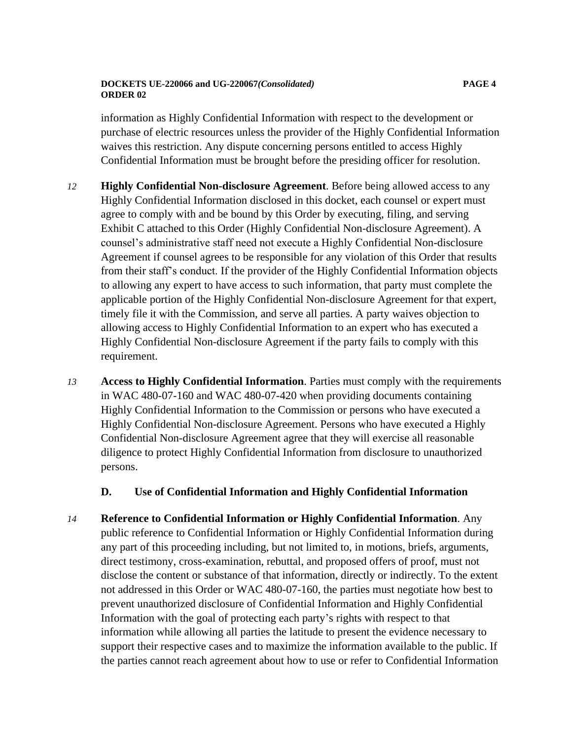information as Highly Confidential Information with respect to the development or purchase of electric resources unless the provider of the Highly Confidential Information waives this restriction. Any dispute concerning persons entitled to access Highly Confidential Information must be brought before the presiding officer for resolution.

*12* **Highly Confidential Non-disclosure Agreement**. Before being allowed access to any Highly Confidential Information disclosed in this docket, each counsel or expert must agree to comply with and be bound by this Order by executing, filing, and serving Exhibit C attached to this Order (Highly Confidential Non-disclosure Agreement). A counsel's administrative staff need not execute a Highly Confidential Non-disclosure Agreement if counsel agrees to be responsible for any violation of this Order that results from their staff's conduct. If the provider of the Highly Confidential Information objects to allowing any expert to have access to such information, that party must complete the applicable portion of the Highly Confidential Non-disclosure Agreement for that expert, timely file it with the Commission, and serve all parties. A party waives objection to allowing access to Highly Confidential Information to an expert who has executed a Highly Confidential Non-disclosure Agreement if the party fails to comply with this requirement.

*13* **Access to Highly Confidential Information**. Parties must comply with the requirements in WAC 480-07-160 and WAC 480-07-420 when providing documents containing Highly Confidential Information to the Commission or persons who have executed a Highly Confidential Non-disclosure Agreement. Persons who have executed a Highly Confidential Non-disclosure Agreement agree that they will exercise all reasonable diligence to protect Highly Confidential Information from disclosure to unauthorized persons.

### D. Use of Confidential Information and Highly Confidential Information

*14* **Reference to Confidential Information or Highly Confidential Information**. Any public reference to Confidential Information or Highly Confidential Information during any part of this proceeding including, but not limited to, in motions, briefs, arguments, direct testimony, cross-examination, rebuttal, and proposed offers of proof, must not disclose the content or substance of that information, directly or indirectly. To the extent not addressed in this Order or WAC 480-07-160, the parties must negotiate how best to prevent unauthorized disclosure of Confidential Information and Highly Confidential Information with the goal of protecting each party's rights with respect to that information while allowing all parties the latitude to present the evidence necessary to support their respective cases and to maximize the information available to the public. If the parties cannot reach agreement about how to use or refer to Confidential Information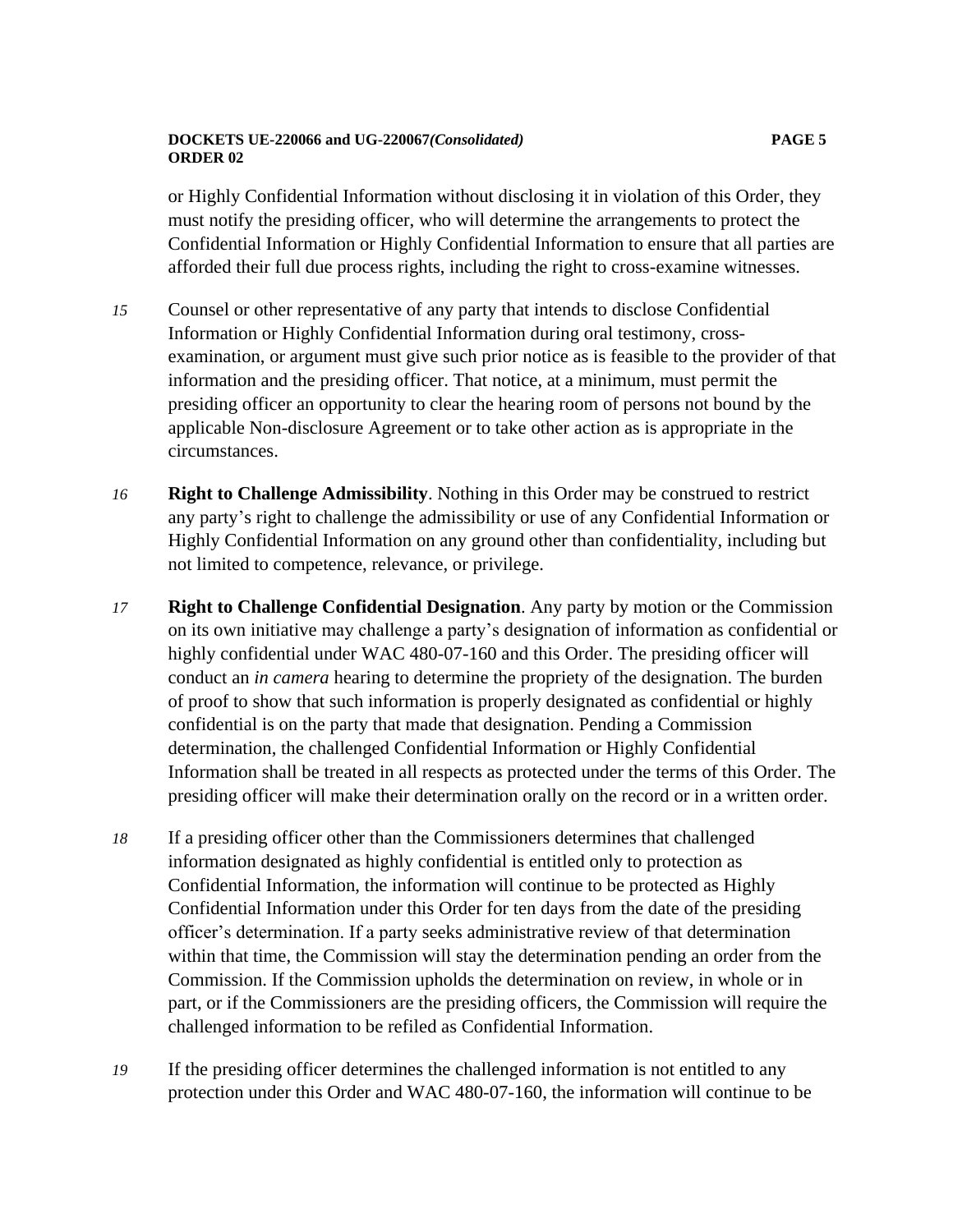or Highly Confidential Information without disclosing it in violation of this Order, they must notify the presiding officer, who will determine the arrangements to protect the Confidential Information or Highly Confidential Information to ensure that all parties are afforded their full due process rights, including the right to cross-examine witnesses.

*15* Counsel or other representative of any party that intends to disclose Confidential Information or Highly Confidential Information during oral testimony, cross-examination, or argument must give such prior notice as is feasible to the provider of that information and the presiding officer. That notice, at a minimum, must permit the presiding officer an opportunity to clear the hearing room of persons not bound by the applicable Non-disclosure Agreement or to take other action as is appropriate in the circumstances.

*16* **Right to Challenge Admissibility**. Nothing in this Order may be construed to restrict any party's right to challenge the admissibility or use of any Confidential Information or Highly Confidential Information on any ground other than confidentiality, including but not limited to competence, relevance, or privilege.

*17* **Right to Challenge Confidential Designation**. Any party by motion or the Commission on its own initiative may challenge a party's designation of information as confidential or highly confidential under WAC 480-07-160 and this Order. The presiding officer will conduct an *in camera* hearing to determine the propriety of the designation. The burden of proof to show that such information is properly designated as confidential or highly confidential is on the party that made that designation. Pending a Commission determination, the challenged Confidential Information or Highly Confidential Information shall be treated in all respects as protected under the terms of this Order. The presiding officer will make their determination orally on the record or in a written order.

*18* If a presiding officer other than the Commissioners determines that challenged information designated as highly confidential is entitled only to protection as Confidential Information, the information will continue to be protected as Highly Confidential Information under this Order for ten days from the date of the presiding officer's determination. If a party seeks administrative review of that determination within that time, the Commission will stay the determination pending an order from the Commission. If the Commission upholds the determination on review, in whole or in part, or if the Commissioners are the presiding officers, the Commission will require the challenged information to be refiled as Confidential Information.

*19* If the presiding officer determines the challenged information is not entitled to any protection under this Order and WAC 480-07-160, the information will continue to be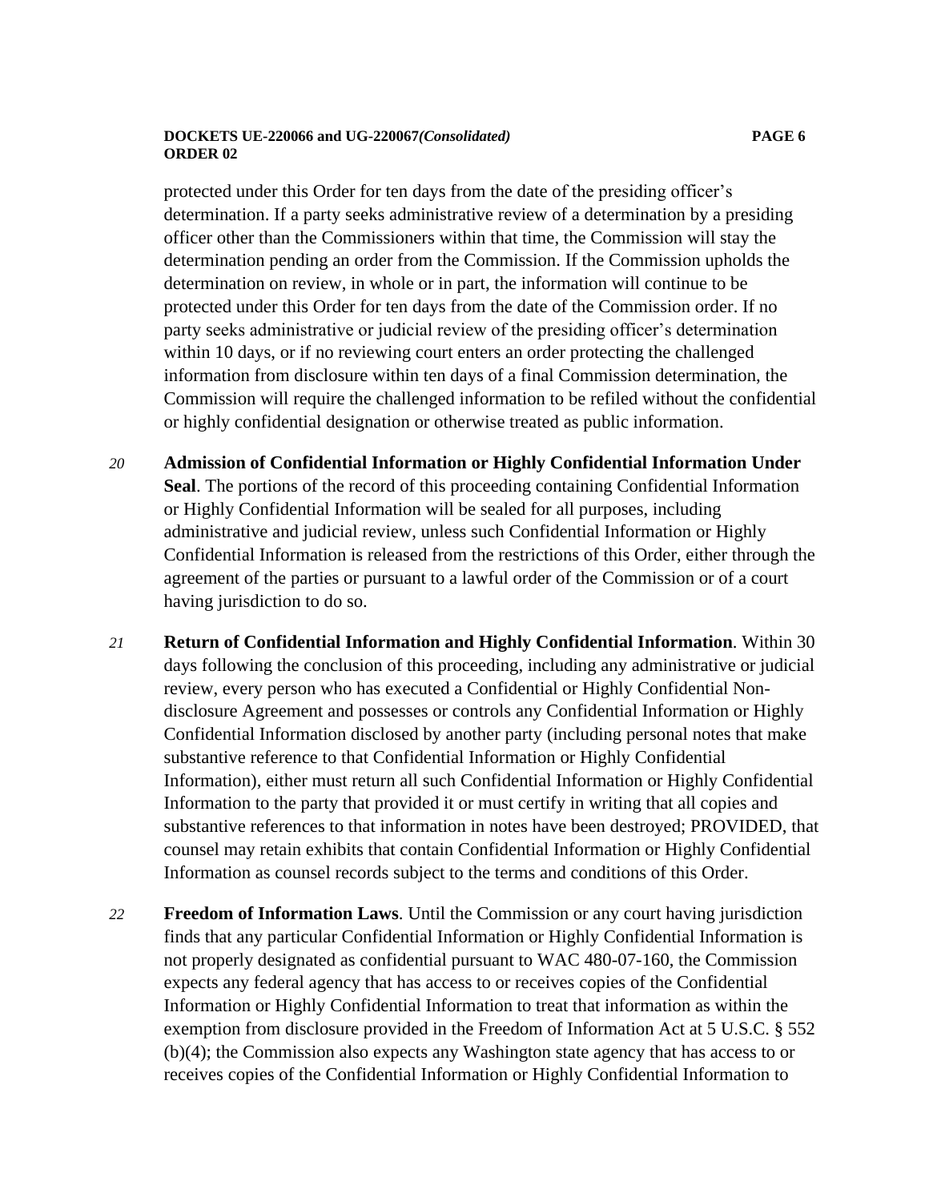protected under this Order for ten days from the date of the presiding officer's determination. If a party seeks administrative review of a determination by a presiding officer other than the Commissioners within that time, the Commission will stay the determination pending an order from the Commission. If the Commission upholds the determination on review, in whole or in part, the information will continue to be protected under this Order for ten days from the date of the Commission order. If no party seeks administrative or judicial review of the presiding officer's determination within 10 days, or if no reviewing court enters an order protecting the challenged information from disclosure within ten days of a final Commission determination, the Commission will require the challenged information to be refiled without the confidential or highly confidential designation or otherwise treated as public information.

*20* **Admission of Confidential Information or Highly Confidential Information Under Seal**. The portions of the record of this proceeding containing Confidential Information or Highly Confidential Information will be sealed for all purposes, including administrative and judicial review, unless such Confidential Information or Highly Confidential Information is released from the restrictions of this Order, either through the agreement of the parties or pursuant to a lawful order of the Commission or of a court having jurisdiction to do so.

*21* **Return of Confidential Information and Highly Confidential Information**. Within 30 days following the conclusion of this proceeding, including any administrative or judicial review, every person who has executed a Confidential or Highly Confidential Non-disclosure Agreement and possesses or controls any Confidential Information or Highly Confidential Information disclosed by another party (including personal notes that make substantive reference to that Confidential Information or Highly Confidential Information), either must return all such Confidential Information or Highly Confidential Information to the party that provided it or must certify in writing that all copies and substantive references to that information in notes have been destroyed; PROVIDED, that counsel may retain exhibits that contain Confidential Information or Highly Confidential Information as counsel records subject to the terms and conditions of this Order.

*22* **Freedom of Information Laws**. Until the Commission or any court having jurisdiction finds that any particular Confidential Information or Highly Confidential Information is not properly designated as confidential pursuant to WAC 480-07-160, the Commission expects any federal agency that has access to or receives copies of the Confidential Information or Highly Confidential Information to treat that information as within the exemption from disclosure provided in the Freedom of Information Act at 5 U.S.C. § 552 (b)(4); the Commission also expects any Washington state agency that has access to or receives copies of the Confidential Information or Highly Confidential Information to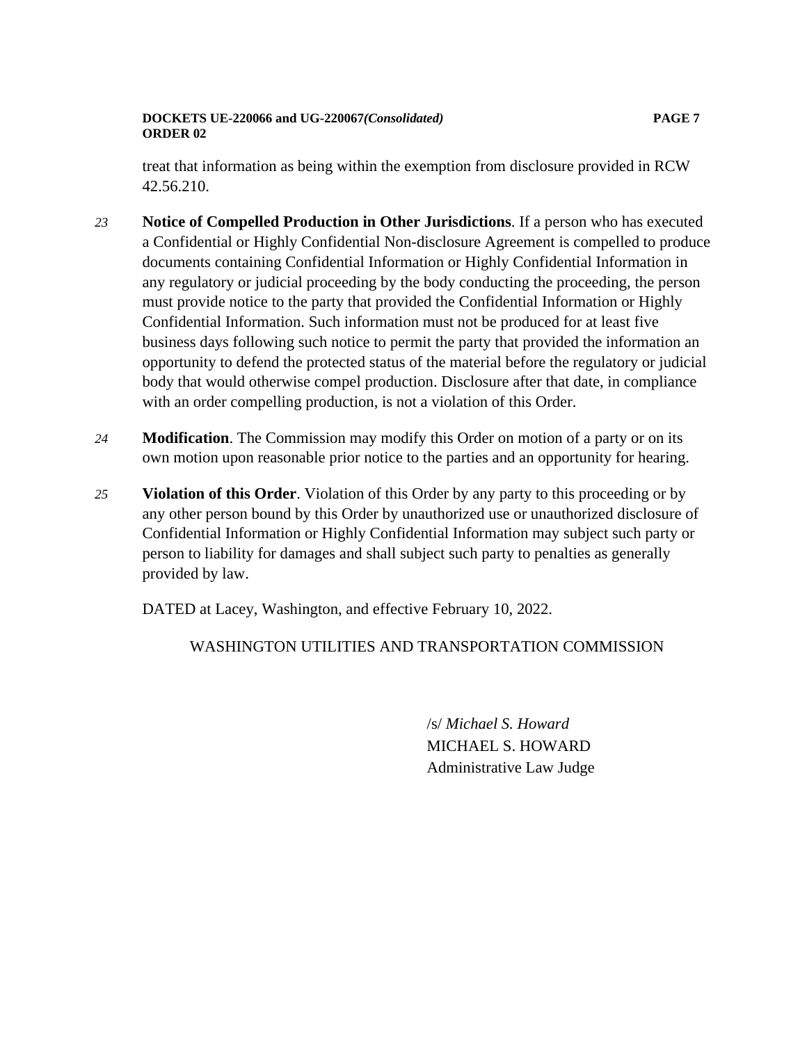treat that information as being within the exemption from disclosure provided in RCW 42.56.210.

*23* **Notice of Compelled Production in Other Jurisdictions**. If a person who has executed a Confidential or Highly Confidential Non-disclosure Agreement is compelled to produce documents containing Confidential Information or Highly Confidential Information in any regulatory or judicial proceeding by the body conducting the proceeding, the person must provide notice to the party that provided the Confidential Information or Highly Confidential Information. Such information must not be produced for at least five business days following such notice to permit the party that provided the information an opportunity to defend the protected status of the material before the regulatory or judicial body that would otherwise compel production. Disclosure after that date, in compliance with an order compelling production, is not a violation of this Order.

*24* **Modification**. The Commission may modify this Order on motion of a party or on its own motion upon reasonable prior notice to the parties and an opportunity for hearing.

*25* **Violation of this Order**. Violation of this Order by any party to this proceeding or by any other person bound by this Order by unauthorized use or unauthorized disclosure of Confidential Information or Highly Confidential Information may subject such party or person to liability for damages and shall subject such party to penalties as generally provided by law.

DATED at Lacey, Washington, and effective February 10, 2022.

WASHINGTON UTILITIES AND TRANSPORTATION COMMISSION

/s/ *Michael S. Howard*
MICHAEL S. HOWARD
Administrative Law Judge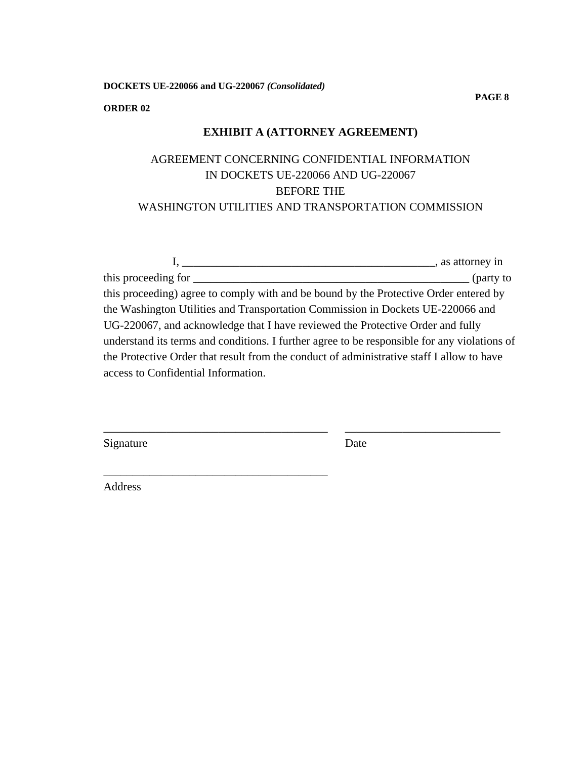## EXHIBIT A (ATTORNEY AGREEMENT)

AGREEMENT CONCERNING CONFIDENTIAL INFORMATION
IN DOCKETS UE-220066 AND UG-220067
BEFORE THE
WASHINGTON UTILITIES AND TRANSPORTATION COMMISSION

I, ____________________________________________, as attorney in this proceeding for _________________________________________________ (party to this proceeding) agree to comply with and be bound by the Protective Order entered by the Washington Utilities and Transportation Commission in Dockets UE-220066 and UG-220067, and acknowledge that I have reviewed the Protective Order and fully understand its terms and conditions. I further agree to be responsible for any violations of the Protective Order that result from the conduct of administrative staff I allow to have access to Confidential Information.

________________________________________ ___________________________
Signature Date

________________________________________
Address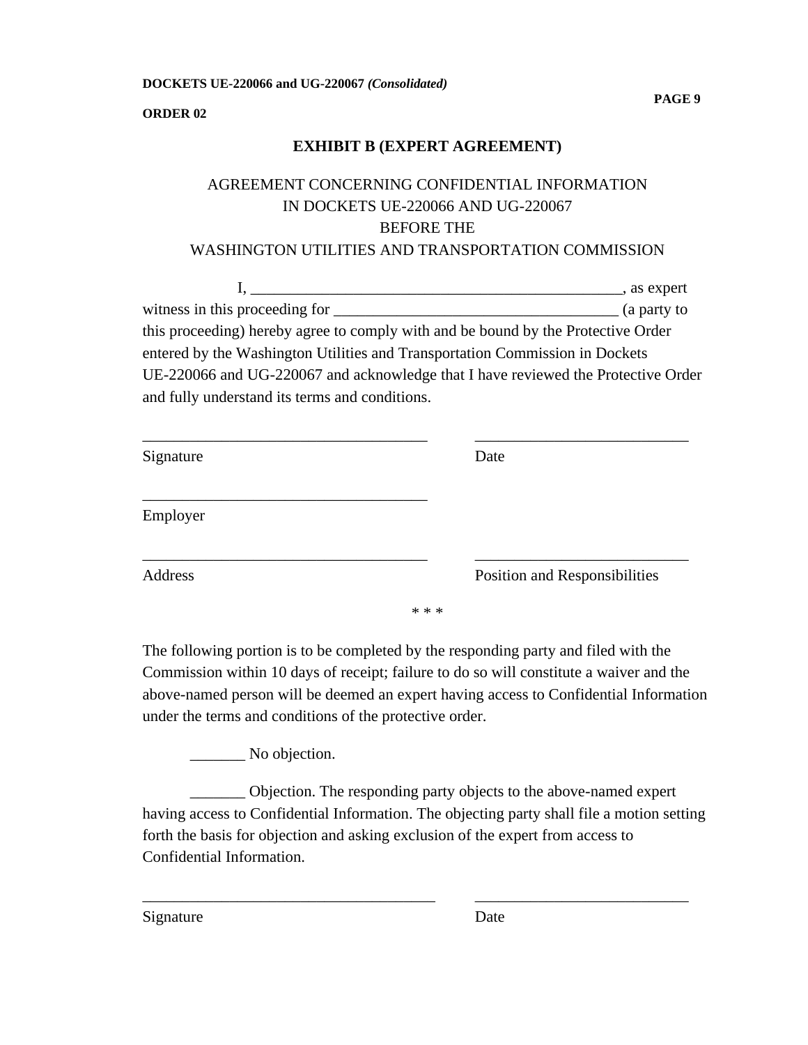## EXHIBIT B (EXPERT AGREEMENT)

AGREEMENT CONCERNING CONFIDENTIAL INFORMATION
IN DOCKETS UE-220066 AND UG-220067
BEFORE THE
WASHINGTON UTILITIES AND TRANSPORTATION COMMISSION

I, _______________________________________________, as expert witness in this proceeding for ___________________________________ (a party to this proceeding) hereby agree to comply with and be bound by the Protective Order entered by the Washington Utilities and Transportation Commission in Dockets UE-220066 and UG-220067 and acknowledge that I have reviewed the Protective Order and fully understand its terms and conditions.

___________________________________ ___________________________

Signature Date

___________________________________

Employer

___________________________________ ___________________________

Address Position and Responsibilities

\* \* \*

The following portion is to be completed by the responding party and filed with the Commission within 10 days of receipt; failure to do so will constitute a waiver and the above-named person will be deemed an expert having access to Confidential Information under the terms and conditions of the protective order.

_______ No objection.

_______ Objection. The responding party objects to the above-named expert having access to Confidential Information. The objecting party shall file a motion setting forth the basis for objection and asking exclusion of the expert from access to Confidential Information.

___________________________________ ___________________________

Signature Date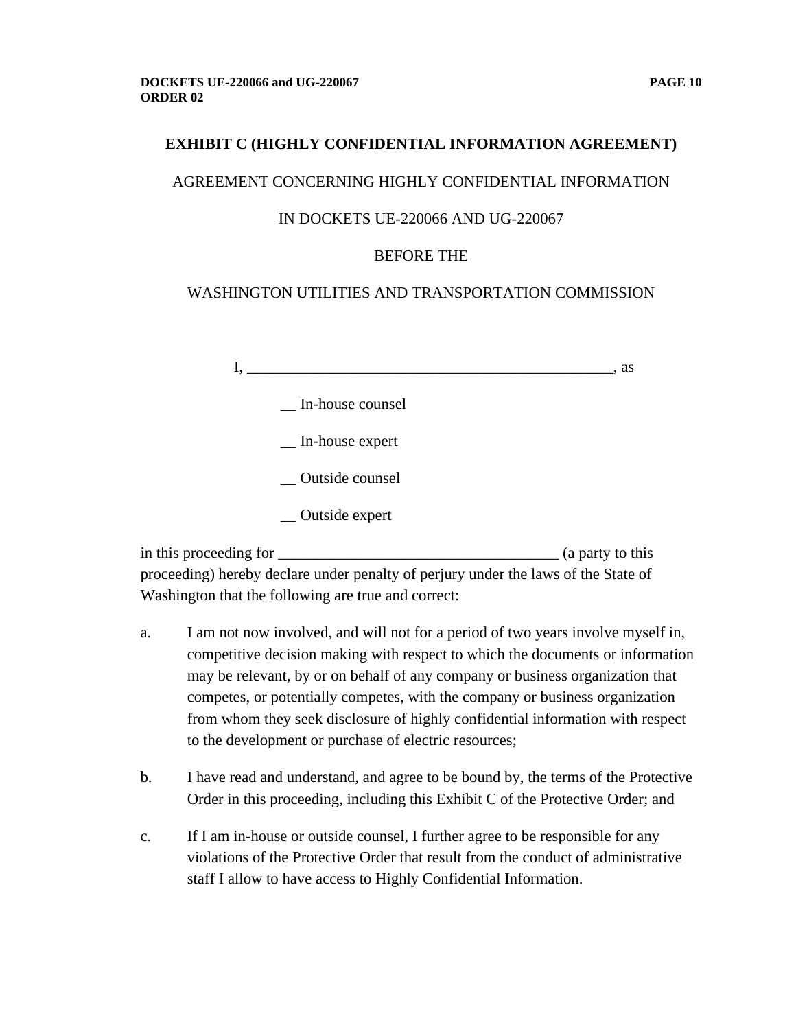**EXHIBIT C (HIGHLY CONFIDENTIAL INFORMATION AGREEMENT)**

AGREEMENT CONCERNING HIGHLY CONFIDENTIAL INFORMATION

IN DOCKETS UE-220066 AND UG-220067

BEFORE THE

WASHINGTON UTILITIES AND TRANSPORTATION COMMISSION

I, ________________________________________________, as

__ In-house counsel

__ In-house expert

__ Outside counsel

__ Outside expert

in this proceeding for ____________________________________ (a party to this proceeding) hereby declare under penalty of perjury under the laws of the State of Washington that the following are true and correct:

a. I am not now involved, and will not for a period of two years involve myself in, competitive decision making with respect to which the documents or information may be relevant, by or on behalf of any company or business organization that competes, or potentially competes, with the company or business organization from whom they seek disclosure of highly confidential information with respect to the development or purchase of electric resources;

b. I have read and understand, and agree to be bound by, the terms of the Protective Order in this proceeding, including this Exhibit C of the Protective Order; and

c. If I am in-house or outside counsel, I further agree to be responsible for any violations of the Protective Order that result from the conduct of administrative staff I allow to have access to Highly Confidential Information.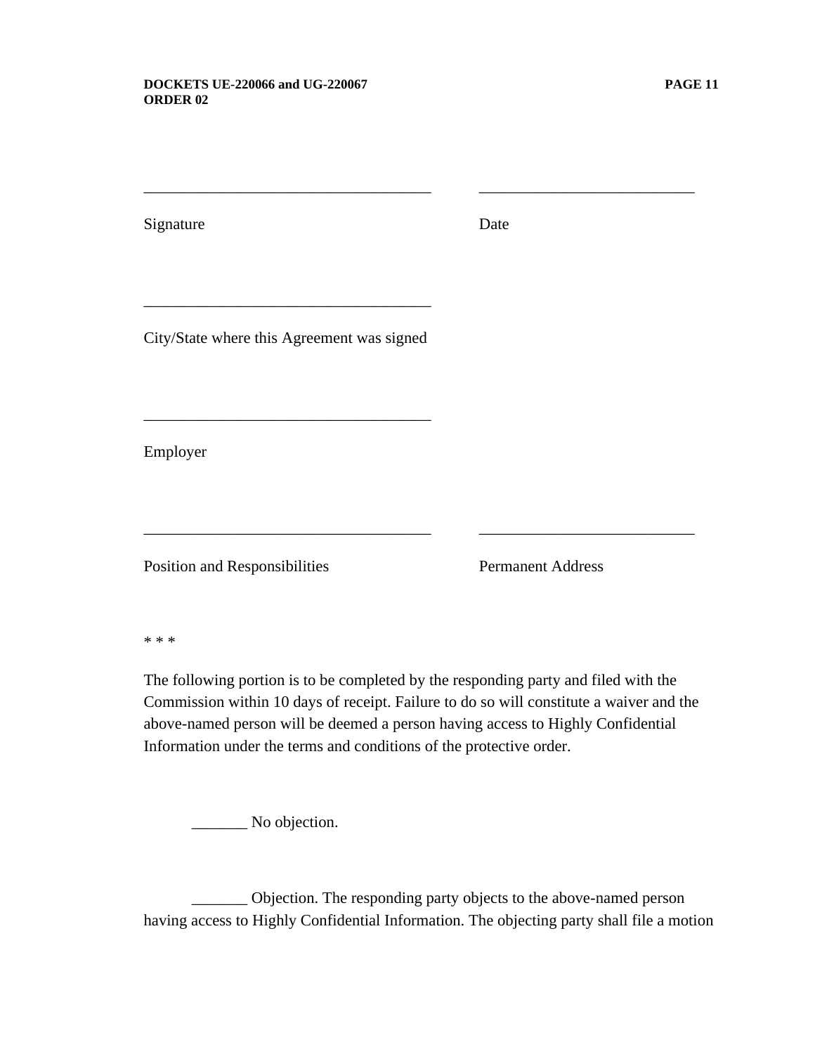\_\_\_\_\_\_\_\_\_\_\_\_\_\_\_\_\_\_\_\_\_\_\_\_\_\_\_\_\_\_\_\_\_\_\_\_ \_\_\_\_\_\_\_\_\_\_\_\_\_\_\_\_\_\_\_\_\_\_\_\_\_\_\_

Signature Date

\_\_\_\_\_\_\_\_\_\_\_\_\_\_\_\_\_\_\_\_\_\_\_\_\_\_\_\_\_\_\_\_\_\_\_\_

City/State where this Agreement was signed

\_\_\_\_\_\_\_\_\_\_\_\_\_\_\_\_\_\_\_\_\_\_\_\_\_\_\_\_\_\_\_\_\_\_\_\_

Employer

\_\_\_\_\_\_\_\_\_\_\_\_\_\_\_\_\_\_\_\_\_\_\_\_\_\_\_\_\_\_\_\_\_\_\_\_ \_\_\_\_\_\_\_\_\_\_\_\_\_\_\_\_\_\_\_\_\_\_\_\_\_\_\_

Position and Responsibilities Permanent Address

\* \* \*

The following portion is to be completed by the responding party and filed with the Commission within 10 days of receipt. Failure to do so will constitute a waiver and the above-named person will be deemed a person having access to Highly Confidential Information under the terms and conditions of the protective order.

\_\_\_\_\_\_\_ No objection.

\_\_\_\_\_\_\_ Objection. The responding party objects to the above-named person having access to Highly Confidential Information. The objecting party shall file a motion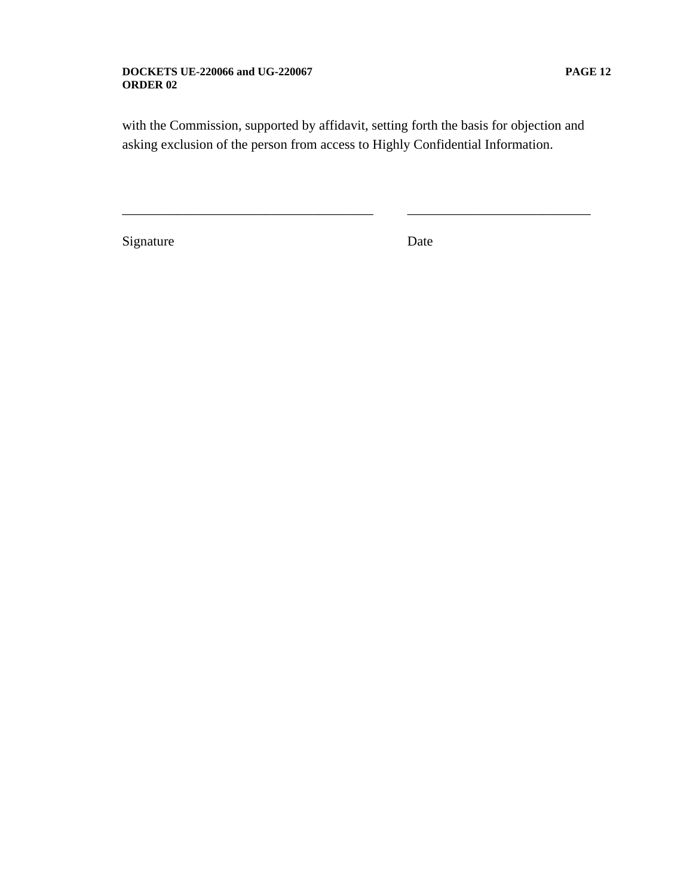with the Commission, supported by affidavit, setting forth the basis for objection and asking exclusion of the person from access to Highly Confidential Information.

_____________________________________ ___________________________

Signature Date